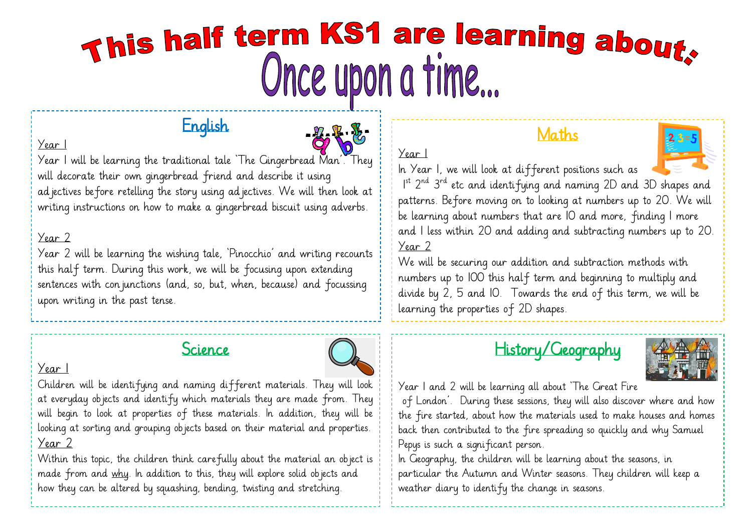# This half term KS1 are learning about:

# Once upon a time...

## English

Year 1

Year 1 will be learning the traditional tale 'The Gingerbread Man'. They will decorate their own gingerbread friend and describe it using adjectives before retelling the story using adjectives. We will then look at writing instructions on how to make a gingerbread biscuit using adverbs.

Year 2

Year 2 will be learning the wishing tale, 'Pinocchio' and writing recounts this half term. During this work, we will be focusing upon extending sentences with conjunctions (and, so, but, when, because) and focussing upon writing in the past tense.

## Maths

Year 1

In Year 1, we will look at different positions such as 1st 2nd 3rd etc and identifying and naming 2D and 3D shapes and patterns. Before moving on to looking at numbers up to 20. We will be learning about numbers that are 10 and more, finding 1 more and 1 less within 20 and adding and subtracting numbers up to 20.

Year 2

We will be securing our addition and subtraction methods with numbers up to 100 this half term and beginning to multiply and divide by 2, 5 and 10. Towards the end of this term, we will be learning the properties of 2D shapes.

## Science

Year 1

Children will be identifying and naming different materials. They will look at everyday objects and identify which materials they are made from. They will begin to look at properties of these materials. In addition, they will be looking at sorting and grouping objects based on their material and properties.

Year 2

Within this topic, the children think carefully about the material an object is made from and why. In addition to this, they will explore solid objects and how they can be altered by squashing, bending, twisting and stretching.

## History/Geography

Year 1 and 2 will be learning all about 'The Great Fire of London'. During these sessions, they will also discover where and how the fire started, about how the materials used to make houses and homes back then contributed to the fire spreading so quickly and why Samuel Pepys is such a significant person.

In Geography, the children will be learning about the seasons, in particular the Autumn and Winter seasons. They children will keep a weather diary to identify the change in seasons.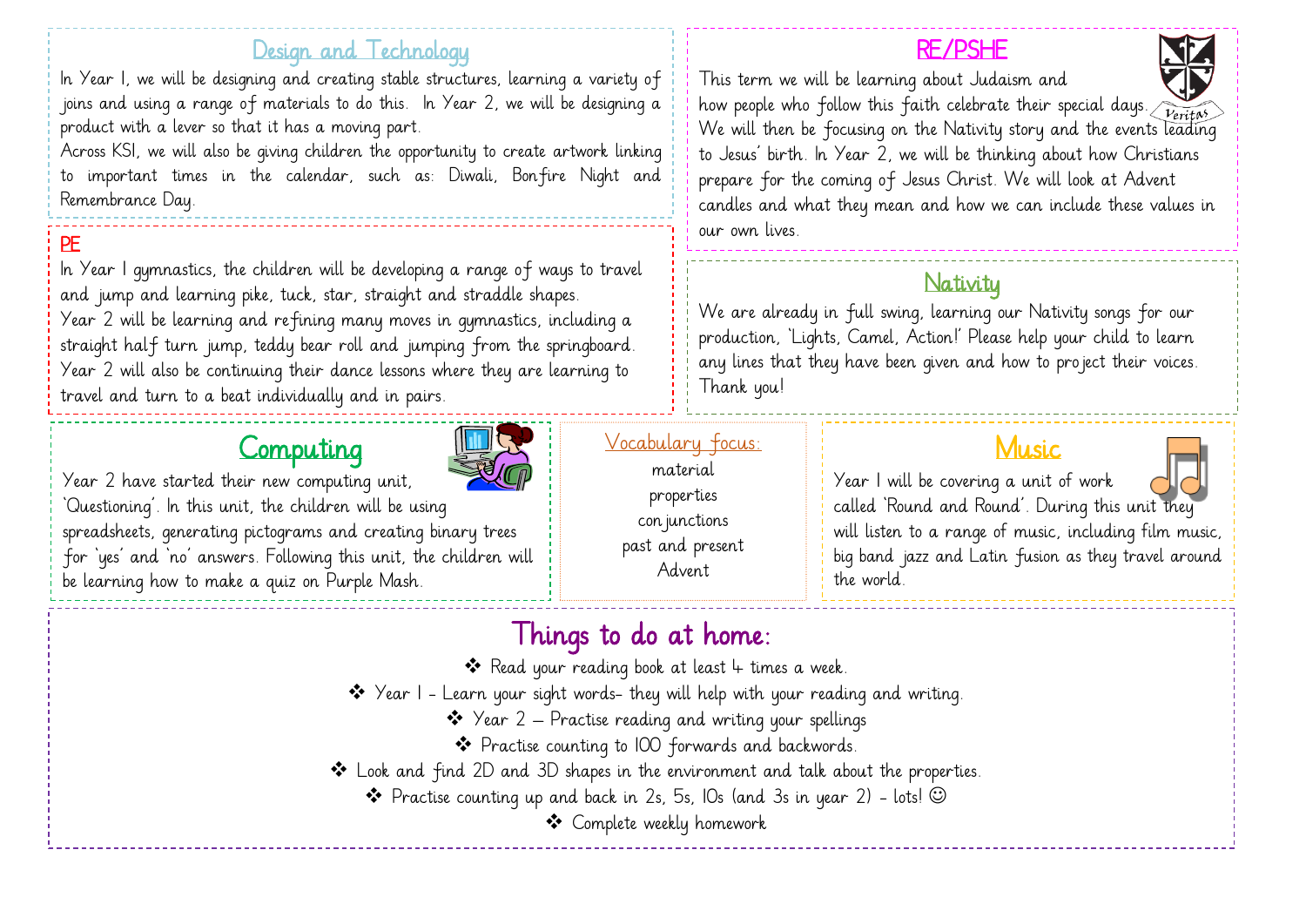## Design and Technology

In Year 1, we will be designing and creating stable structures, learning a variety of joins and using a range of materials to do this. In Year 2, we will be designing a product with a lever so that it has a moving part.

Across KS1, we will also be giving children the opportunity to create artwork linking to important times in the calendar, such as: Diwali, Bonfire Night and Remembrance Day.

## PE

In Year 1 gymnastics, the children will be developing a range of ways to travel and jump and learning pike, tuck, star, straight and straddle shapes.

Year 2 will be learning and refining many moves in gymnastics, including a straight half turn jump, teddy bear roll and jumping from the springboard.

Year 2 will also be continuing their dance lessons where they are learning to travel and turn to a beat individually and in pairs.

## RE/PSHE

This term we will be learning about Judaism and how people who follow this faith celebrate their special days. We will then be focusing on the Nativity story and the events leading to Jesus' birth. In Year 2, we will be thinking about how Christians prepare for the coming of Jesus Christ. We will look at Advent candles and what they mean and how we can include these values in our own lives.

## Nativity

We are already in full swing, learning our Nativity songs for our production, 'Lights, Camel, Action!' Please help your child to learn any lines that they have been given and how to project their voices. Thank you!

## Computing

Year 2 have started their new computing unit, 'Questioning'. In this unit, the children will be using spreadsheets, generating pictograms and creating binary trees for 'yes' and 'no' answers. Following this unit, the children will be learning how to make a quiz on Purple Mash.

## Vocabulary focus:

material
properties
conjunctions
past and present
Advent

## Music

Year 1 will be covering a unit of work called 'Round and Round'. During this unit they will listen to a range of music, including film music, big band jazz and Latin fusion as they travel around the world.

## Things to do at home:

- Read your reading book at least 4 times a week.
- Year 1 - Learn your sight words- they will help with your reading and writing.
- Year 2 – Practise reading and writing your spellings
- Practise counting to 100 forwards and backwords.
- Look and find 2D and 3D shapes in the environment and talk about the properties.
- Practise counting up and back in 2s, 5s, 10s (and 3s in year 2) - lots! ☺
- Complete weekly homework